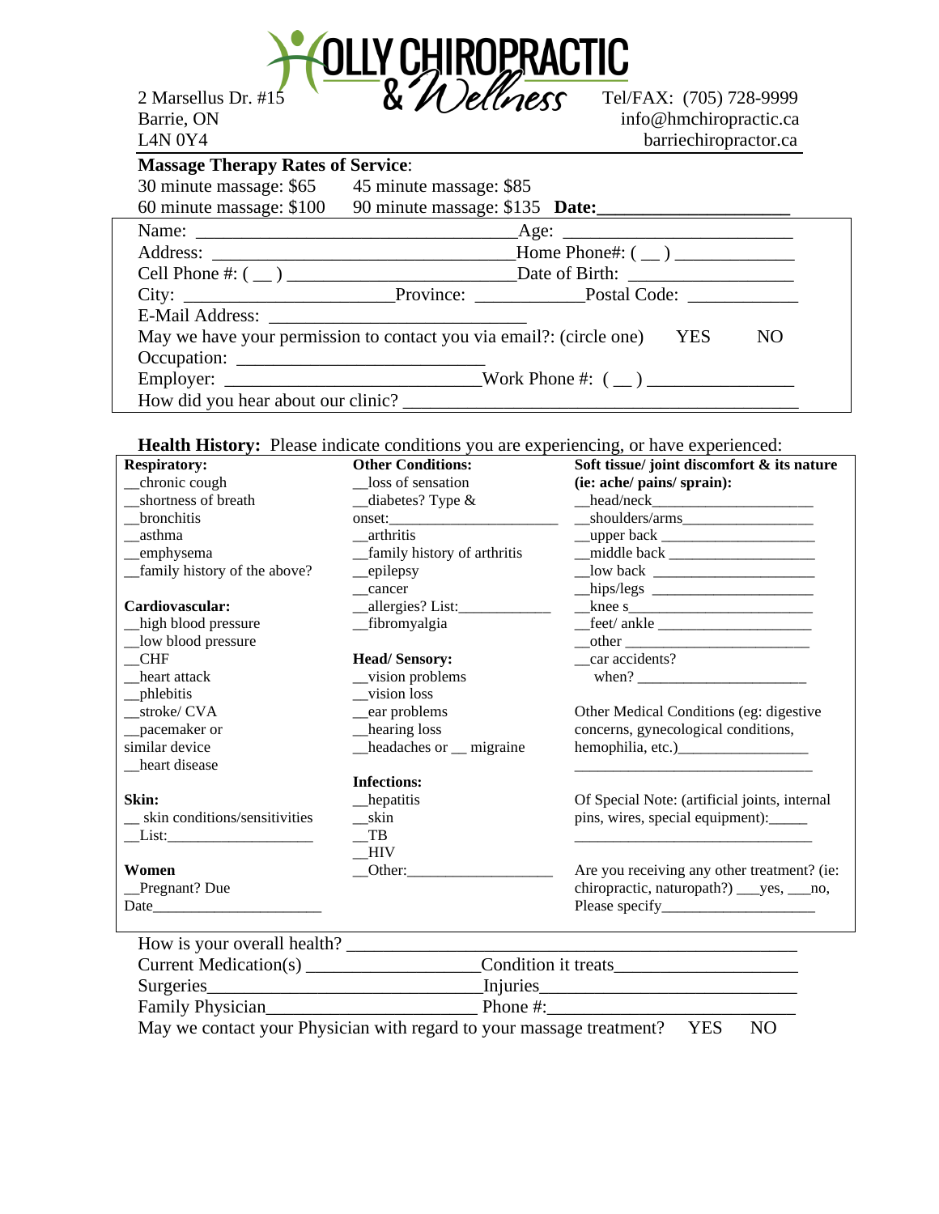# HOLLY CHIROPRACTIC & Wellness

2 Marsellus Dr. #15
Barrie, ON
L4N 0Y4

Tel/FAX: (705) 728-9999
info@hmchiropractic.ca
barriechiropractor.ca

**Massage Therapy Rates of Service**:

30 minute massage: $65    45 minute massage: $85
60 minute massage: $100    90 minute massage: $135  **Date:____________________**

Name: ___________________________________Age: ________________________
Address: ________________________________Home Phone#: ( __ ) _____________
Cell Phone #: ( __ ) _________________________Date of Birth: _________________
City: _____________________Province: ___________Postal Code: ___________
E-Mail Address: ___________________________
May we have your permission to contact you via email?: (circle one)   YES   NO
Occupation: __________________________
Employer: __________________________Work Phone #: ( __ ) _______________
How did you hear about our clinic? ________________________________________

**Health History:** Please indicate conditions you are experiencing, or have experienced:

**Respiratory:**
__chronic cough
__shortness of breath
__bronchitis
__asthma
__emphysema
__family history of the above?

**Cardiovascular:**
__high blood pressure
__low blood pressure
__CHF
__heart attack
__phlebitis
__stroke/ CVA
__pacemaker or similar device
__heart disease

**Skin:**
__ skin conditions/sensitivities
__List:__________________

**Women**
__Pregnant? Due Date_____________________

**Other Conditions:**
__loss of sensation
__diabetes? Type & onset:_____________________
__arthritis
__family history of arthritis
__epilepsy
__cancer
__allergies? List:___________
__fibromyalgia

**Head/ Sensory:**
__vision problems
__vision loss
__ear problems
__hearing loss
__headaches or __ migraine

**Infections:**
__hepatitis
__skin
__TB
__HIV
__Other:__________________

**Soft tissue/ joint discomfort & its nature (ie: ache/ pains/ sprain):**
__head/neck____________________
__shoulders/arms________________
__upper back ____________________
__middle back ___________________
__low back _____________________
__hips/legs _____________________
__knee s________________________
__feet/ ankle ____________________
__other ________________________
__car accidents?
when? ______________________

Other Medical Conditions (eg: digestive concerns, gynecological conditions, hemophilia, etc.)________________
______________________________

Of Special Note: (artificial joints, internal pins, wires, special equipment):_____
______________________________

Are you receiving any other treatment? (ie: chiropractic, naturopath?) ___yes, ___no, Please specify___________________

How is your overall health? _______________________________________________
Current Medication(s) __________________Condition it treats___________________
Surgeries_____________________________Injuries___________________________
Family Physician______________________ Phone #:__________________________
May we contact your Physician with regard to your massage treatment?   YES   NO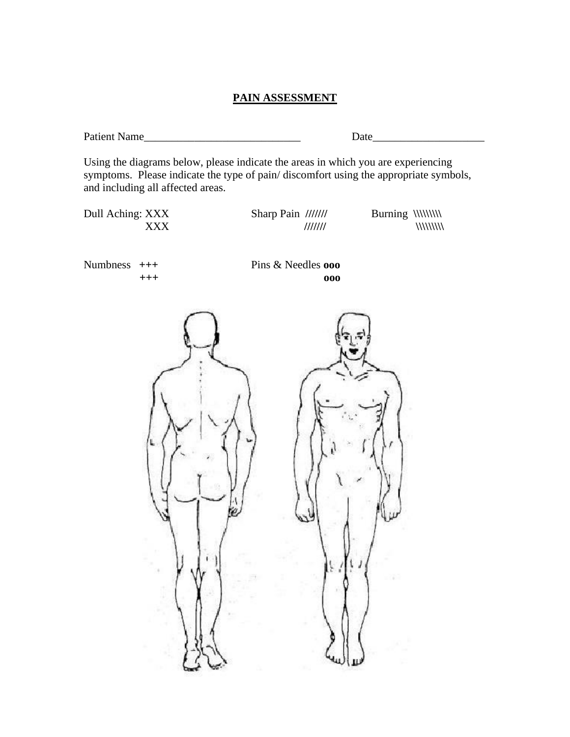**PAIN ASSESSMENT**

Patient Name____________________________ Date____________________

Using the diagrams below, please indicate the areas in which you are experiencing symptoms. Please indicate the type of pain/ discomfort using the appropriate symbols, and including all affected areas.

Dull Aching: XXX
XXX

Sharp Pain ///////
///////

Burning \\\\\\\\\
\\\\\\\\\

Numbness +++
+++

Pins & Needles **ooo**
**ooo**